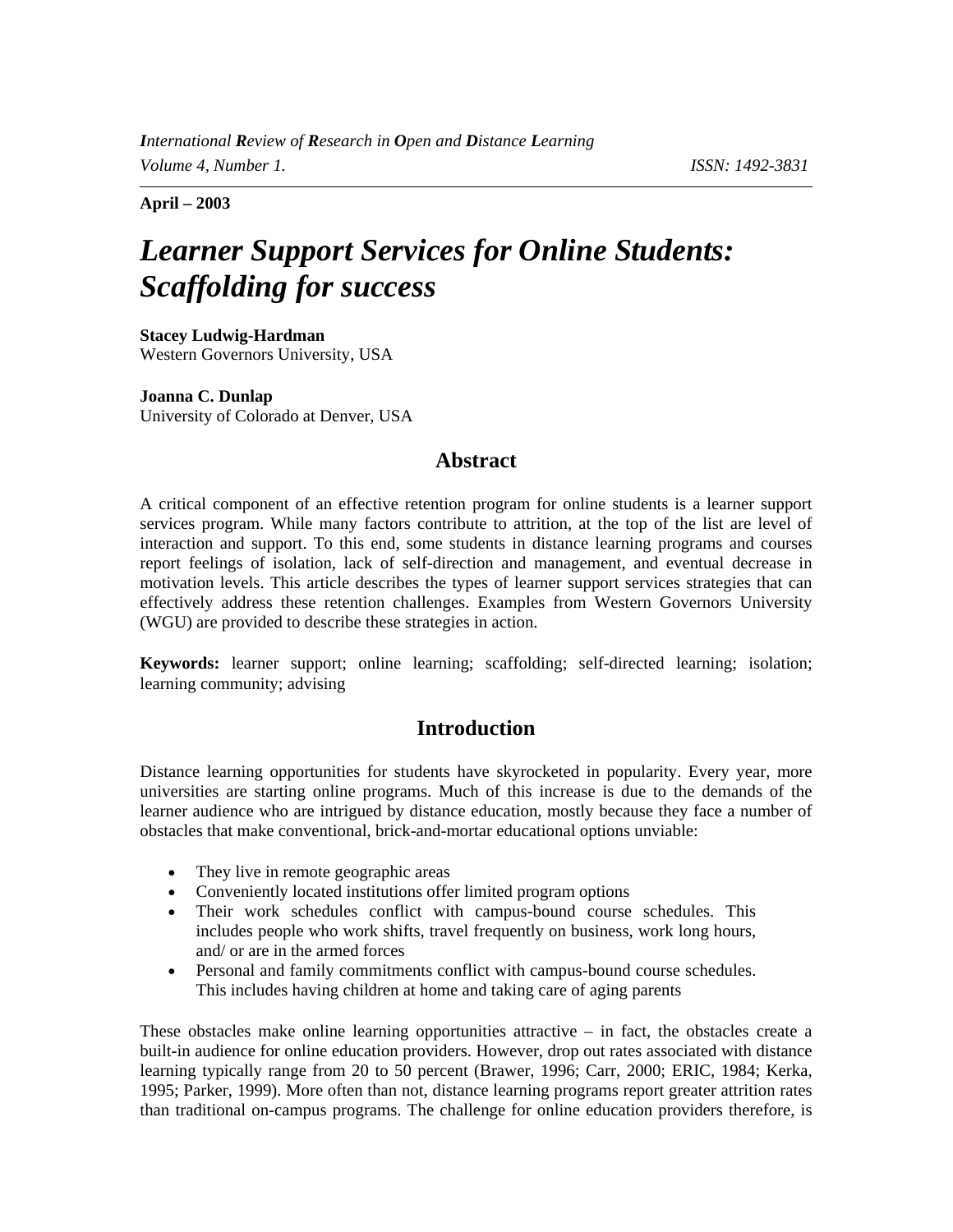**April – 2003**

# *Learner Support Services for Online Students: Scaffolding for success*

**Stacey Ludwig-Hardman**
Western Governors University, USA

**Joanna C. Dunlap**
University of Colorado at Denver, USA

## Abstract

A critical component of an effective retention program for online students is a learner support services program. While many factors contribute to attrition, at the top of the list are level of interaction and support. To this end, some students in distance learning programs and courses report feelings of isolation, lack of self-direction and management, and eventual decrease in motivation levels. This article describes the types of learner support services strategies that can effectively address these retention challenges. Examples from Western Governors University (WGU) are provided to describe these strategies in action.

**Keywords:** learner support; online learning; scaffolding; self-directed learning; isolation; learning community; advising

## Introduction

Distance learning opportunities for students have skyrocketed in popularity. Every year, more universities are starting online programs. Much of this increase is due to the demands of the learner audience who are intrigued by distance education, mostly because they face a number of obstacles that make conventional, brick-and-mortar educational options unviable:

- They live in remote geographic areas
- Conveniently located institutions offer limited program options
- Their work schedules conflict with campus-bound course schedules. This includes people who work shifts, travel frequently on business, work long hours, and/ or are in the armed forces
- Personal and family commitments conflict with campus-bound course schedules. This includes having children at home and taking care of aging parents

These obstacles make online learning opportunities attractive – in fact, the obstacles create a built-in audience for online education providers. However, drop out rates associated with distance learning typically range from 20 to 50 percent (Brawer, 1996; Carr, 2000; ERIC, 1984; Kerka, 1995; Parker, 1999). More often than not, distance learning programs report greater attrition rates than traditional on-campus programs. The challenge for online education providers therefore, is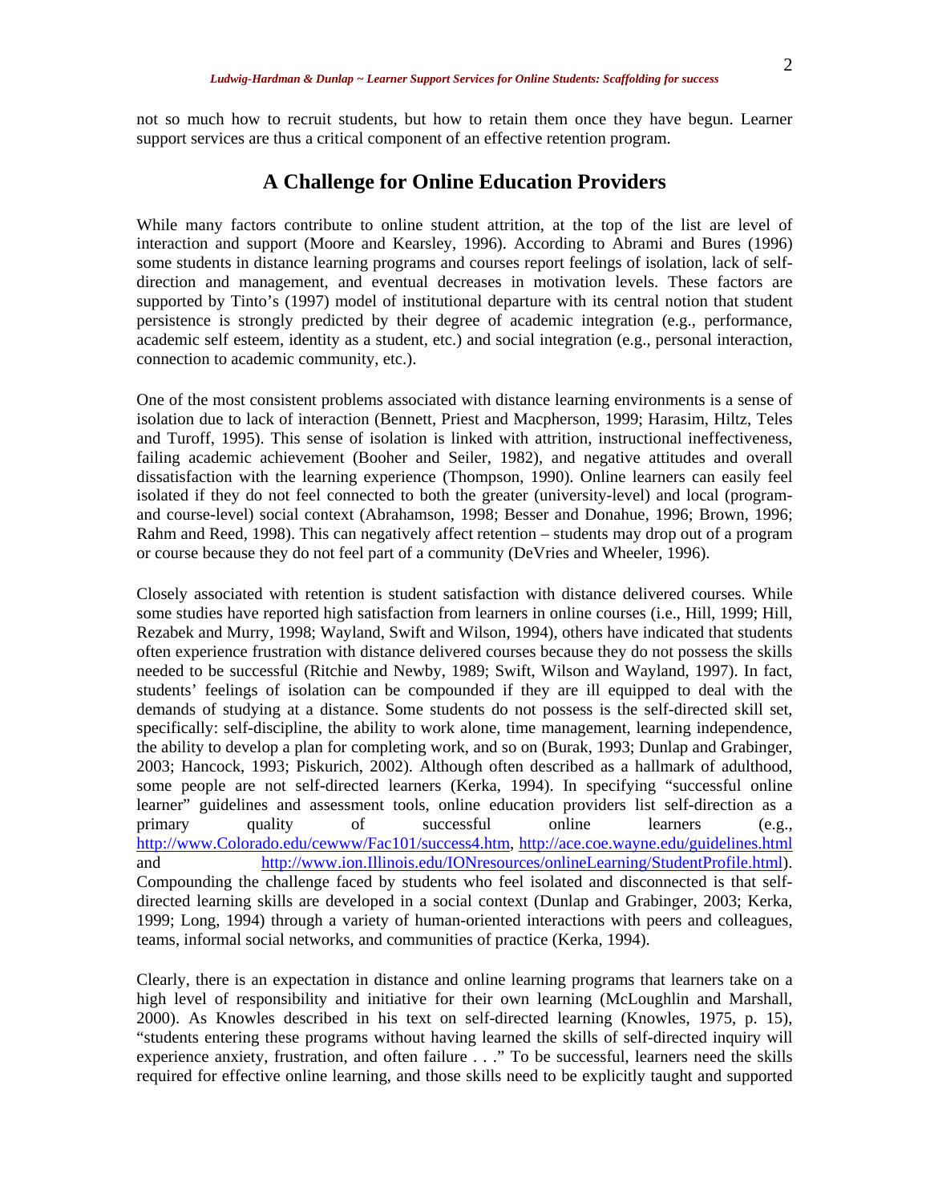not so much how to recruit students, but how to retain them once they have begun. Learner support services are thus a critical component of an effective retention program.

## A Challenge for Online Education Providers

While many factors contribute to online student attrition, at the top of the list are level of interaction and support (Moore and Kearsley, 1996). According to Abrami and Bures (1996) some students in distance learning programs and courses report feelings of isolation, lack of self-direction and management, and eventual decreases in motivation levels. These factors are supported by Tinto's (1997) model of institutional departure with its central notion that student persistence is strongly predicted by their degree of academic integration (e.g., performance, academic self esteem, identity as a student, etc.) and social integration (e.g., personal interaction, connection to academic community, etc.).

One of the most consistent problems associated with distance learning environments is a sense of isolation due to lack of interaction (Bennett, Priest and Macpherson, 1999; Harasim, Hiltz, Teles and Turoff, 1995). This sense of isolation is linked with attrition, instructional ineffectiveness, failing academic achievement (Booher and Seiler, 1982), and negative attitudes and overall dissatisfaction with the learning experience (Thompson, 1990). Online learners can easily feel isolated if they do not feel connected to both the greater (university-level) and local (program- and course-level) social context (Abrahamson, 1998; Besser and Donahue, 1996; Brown, 1996; Rahm and Reed, 1998). This can negatively affect retention – students may drop out of a program or course because they do not feel part of a community (DeVries and Wheeler, 1996).

Closely associated with retention is student satisfaction with distance delivered courses. While some studies have reported high satisfaction from learners in online courses (i.e., Hill, 1999; Hill, Rezabek and Murry, 1998; Wayland, Swift and Wilson, 1994), others have indicated that students often experience frustration with distance delivered courses because they do not possess the skills needed to be successful (Ritchie and Newby, 1989; Swift, Wilson and Wayland, 1997). In fact, students' feelings of isolation can be compounded if they are ill equipped to deal with the demands of studying at a distance. Some students do not possess is the self-directed skill set, specifically: self-discipline, the ability to work alone, time management, learning independence, the ability to develop a plan for completing work, and so on (Burak, 1993; Dunlap and Grabinger, 2003; Hancock, 1993; Piskurich, 2002). Although often described as a hallmark of adulthood, some people are not self-directed learners (Kerka, 1994). In specifying "successful online learner" guidelines and assessment tools, online education providers list self-direction as a primary quality of successful online learners (e.g., http://www.Colorado.edu/cewww/Fac101/success4.htm, http://ace.coe.wayne.edu/guidelines.html and http://www.ion.Illinois.edu/IONresources/onlineLearning/StudentProfile.html). Compounding the challenge faced by students who feel isolated and disconnected is that self-directed learning skills are developed in a social context (Dunlap and Grabinger, 2003; Kerka, 1999; Long, 1994) through a variety of human-oriented interactions with peers and colleagues, teams, informal social networks, and communities of practice (Kerka, 1994).

Clearly, there is an expectation in distance and online learning programs that learners take on a high level of responsibility and initiative for their own learning (McLoughlin and Marshall, 2000). As Knowles described in his text on self-directed learning (Knowles, 1975, p. 15), "students entering these programs without having learned the skills of self-directed inquiry will experience anxiety, frustration, and often failure . . ." To be successful, learners need the skills required for effective online learning, and those skills need to be explicitly taught and supported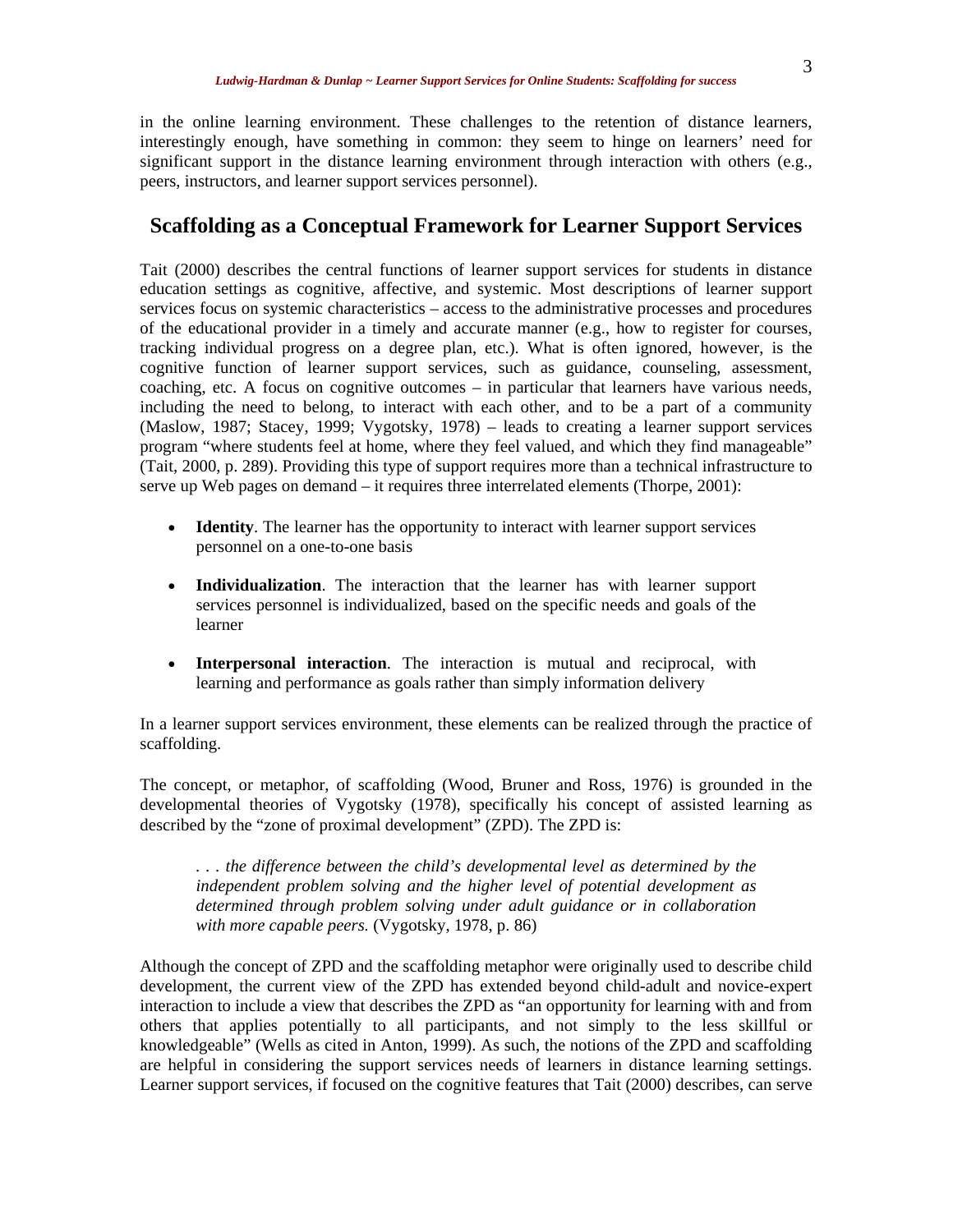in the online learning environment. These challenges to the retention of distance learners, interestingly enough, have something in common: they seem to hinge on learners' need for significant support in the distance learning environment through interaction with others (e.g., peers, instructors, and learner support services personnel).

## Scaffolding as a Conceptual Framework for Learner Support Services

Tait (2000) describes the central functions of learner support services for students in distance education settings as cognitive, affective, and systemic. Most descriptions of learner support services focus on systemic characteristics – access to the administrative processes and procedures of the educational provider in a timely and accurate manner (e.g., how to register for courses, tracking individual progress on a degree plan, etc.). What is often ignored, however, is the cognitive function of learner support services, such as guidance, counseling, assessment, coaching, etc. A focus on cognitive outcomes – in particular that learners have various needs, including the need to belong, to interact with each other, and to be a part of a community (Maslow, 1987; Stacey, 1999; Vygotsky, 1978) – leads to creating a learner support services program "where students feel at home, where they feel valued, and which they find manageable" (Tait, 2000, p. 289). Providing this type of support requires more than a technical infrastructure to serve up Web pages on demand – it requires three interrelated elements (Thorpe, 2001):

- **Identity**. The learner has the opportunity to interact with learner support services personnel on a one-to-one basis
- **Individualization**. The interaction that the learner has with learner support services personnel is individualized, based on the specific needs and goals of the learner
- **Interpersonal interaction**. The interaction is mutual and reciprocal, with learning and performance as goals rather than simply information delivery

In a learner support services environment, these elements can be realized through the practice of scaffolding.

The concept, or metaphor, of scaffolding (Wood, Bruner and Ross, 1976) is grounded in the developmental theories of Vygotsky (1978), specifically his concept of assisted learning as described by the "zone of proximal development" (ZPD). The ZPD is:

> *. . . the difference between the child's developmental level as determined by the independent problem solving and the higher level of potential development as determined through problem solving under adult guidance or in collaboration with more capable peers.* (Vygotsky, 1978, p. 86)

Although the concept of ZPD and the scaffolding metaphor were originally used to describe child development, the current view of the ZPD has extended beyond child-adult and novice-expert interaction to include a view that describes the ZPD as "an opportunity for learning with and from others that applies potentially to all participants, and not simply to the less skillful or knowledgeable" (Wells as cited in Anton, 1999). As such, the notions of the ZPD and scaffolding are helpful in considering the support services needs of learners in distance learning settings. Learner support services, if focused on the cognitive features that Tait (2000) describes, can serve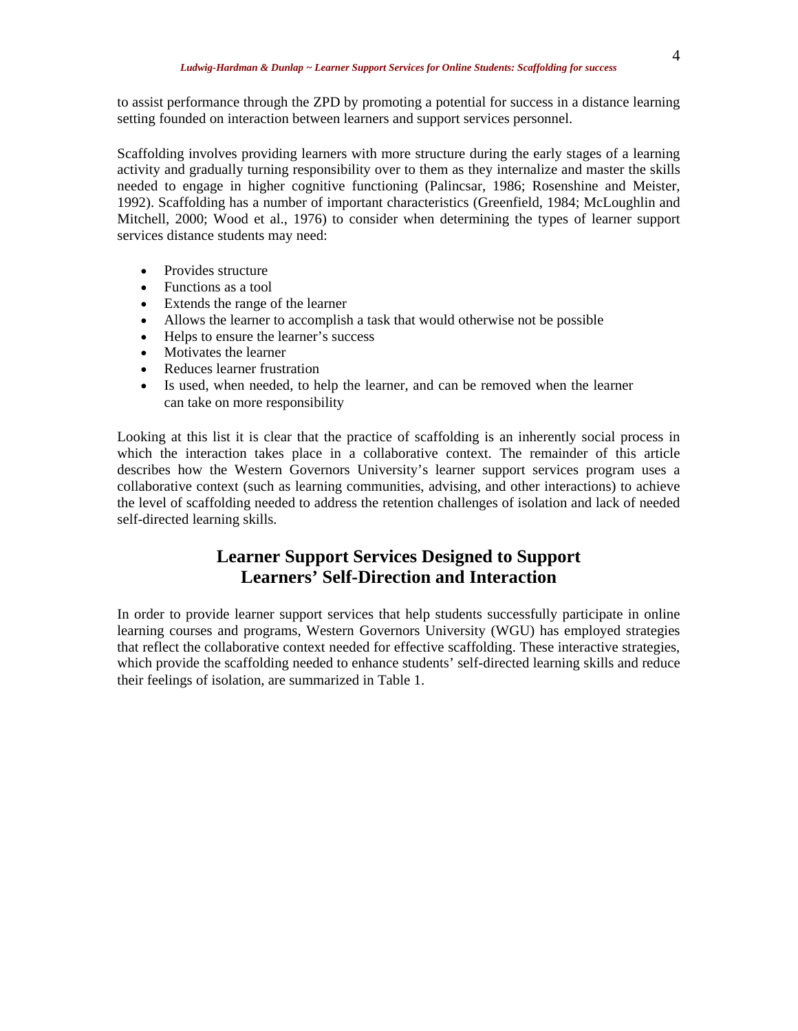to assist performance through the ZPD by promoting a potential for success in a distance learning setting founded on interaction between learners and support services personnel.

Scaffolding involves providing learners with more structure during the early stages of a learning activity and gradually turning responsibility over to them as they internalize and master the skills needed to engage in higher cognitive functioning (Palincsar, 1986; Rosenshine and Meister, 1992). Scaffolding has a number of important characteristics (Greenfield, 1984; McLoughlin and Mitchell, 2000; Wood et al., 1976) to consider when determining the types of learner support services distance students may need:

- Provides structure
- Functions as a tool
- Extends the range of the learner
- Allows the learner to accomplish a task that would otherwise not be possible
- Helps to ensure the learner's success
- Motivates the learner
- Reduces learner frustration
- Is used, when needed, to help the learner, and can be removed when the learner can take on more responsibility

Looking at this list it is clear that the practice of scaffolding is an inherently social process in which the interaction takes place in a collaborative context. The remainder of this article describes how the Western Governors University's learner support services program uses a collaborative context (such as learning communities, advising, and other interactions) to achieve the level of scaffolding needed to address the retention challenges of isolation and lack of needed self-directed learning skills.

## Learner Support Services Designed to Support Learners' Self-Direction and Interaction

In order to provide learner support services that help students successfully participate in online learning courses and programs, Western Governors University (WGU) has employed strategies that reflect the collaborative context needed for effective scaffolding. These interactive strategies, which provide the scaffolding needed to enhance students' self-directed learning skills and reduce their feelings of isolation, are summarized in Table 1.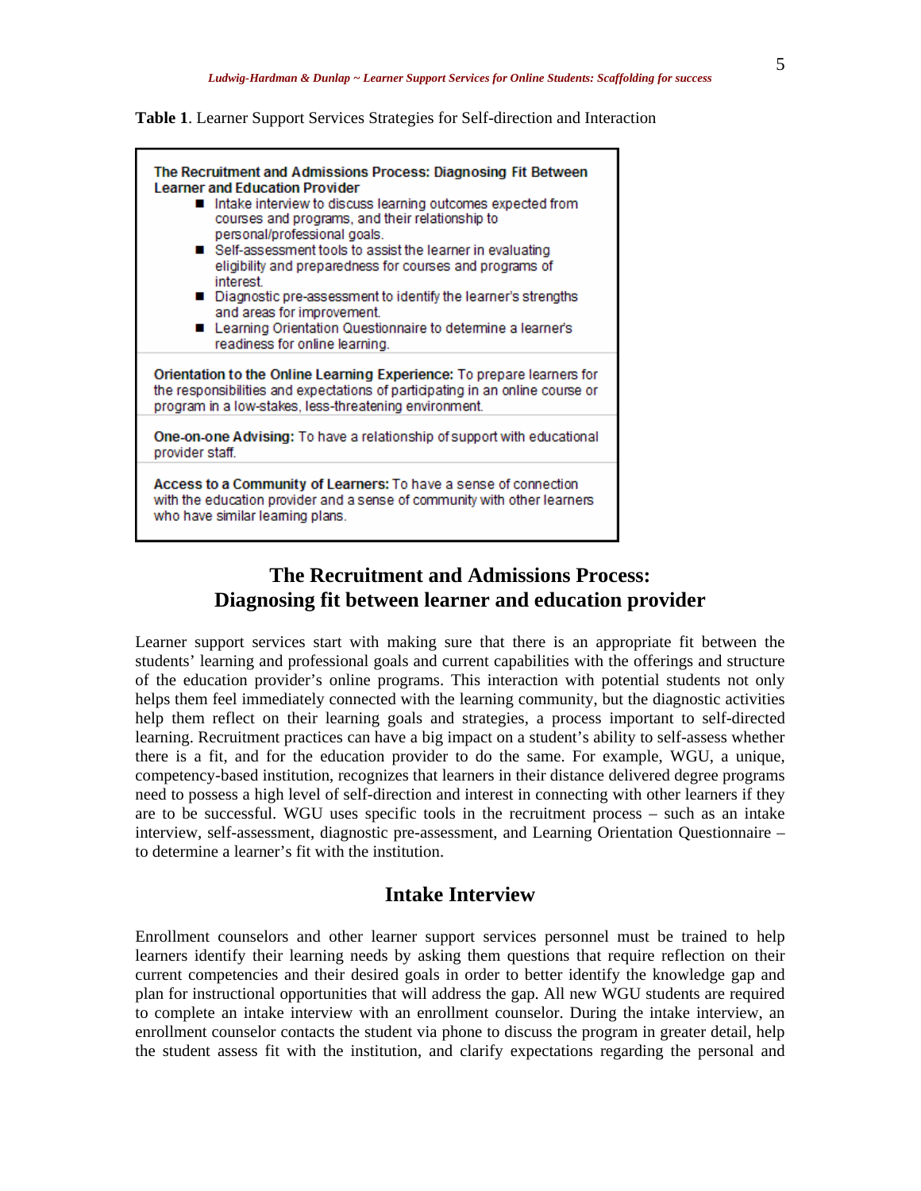**Table 1**. Learner Support Services Strategies for Self-direction and Interaction

| |
|---|
| **The Recruitment and Admissions Process: Diagnosing Fit Between Learner and Education Provider**<br>■ Intake interview to discuss learning outcomes expected from courses and programs, and their relationship to personal/professional goals.<br>■ Self-assessment tools to assist the learner in evaluating eligibility and preparedness for courses and programs of interest.<br>■ Diagnostic pre-assessment to identify the learner's strengths and areas for improvement.<br>■ Learning Orientation Questionnaire to determine a learner's readiness for online learning. |
| **Orientation to the Online Learning Experience:** To prepare learners for the responsibilities and expectations of participating in an online course or program in a low-stakes, less-threatening environment. |
| **One-on-one Advising:** To have a relationship of support with educational provider staff. |
| **Access to a Community of Learners:** To have a sense of connection with the education provider and a sense of community with other learners who have similar learning plans. |

## The Recruitment and Admissions Process: Diagnosing fit between learner and education provider

Learner support services start with making sure that there is an appropriate fit between the students' learning and professional goals and current capabilities with the offerings and structure of the education provider's online programs. This interaction with potential students not only helps them feel immediately connected with the learning community, but the diagnostic activities help them reflect on their learning goals and strategies, a process important to self-directed learning. Recruitment practices can have a big impact on a student's ability to self-assess whether there is a fit, and for the education provider to do the same. For example, WGU, a unique, competency-based institution, recognizes that learners in their distance delivered degree programs need to possess a high level of self-direction and interest in connecting with other learners if they are to be successful. WGU uses specific tools in the recruitment process – such as an intake interview, self-assessment, diagnostic pre-assessment, and Learning Orientation Questionnaire – to determine a learner's fit with the institution.

## Intake Interview

Enrollment counselors and other learner support services personnel must be trained to help learners identify their learning needs by asking them questions that require reflection on their current competencies and their desired goals in order to better identify the knowledge gap and plan for instructional opportunities that will address the gap. All new WGU students are required to complete an intake interview with an enrollment counselor. During the intake interview, an enrollment counselor contacts the student via phone to discuss the program in greater detail, help the student assess fit with the institution, and clarify expectations regarding the personal and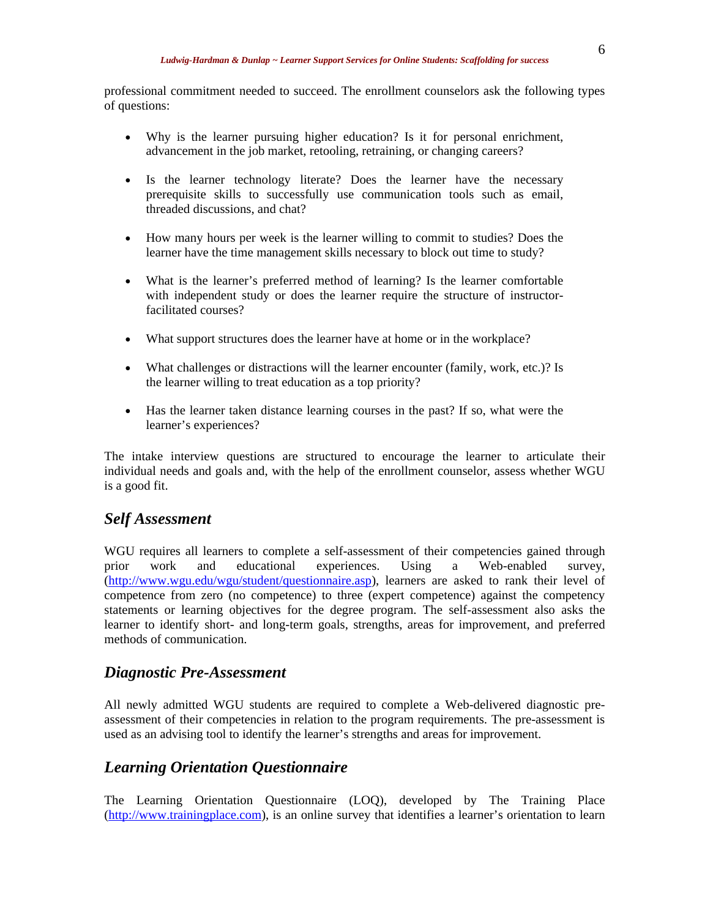professional commitment needed to succeed. The enrollment counselors ask the following types of questions:

- Why is the learner pursuing higher education? Is it for personal enrichment, advancement in the job market, retooling, retraining, or changing careers?
- Is the learner technology literate? Does the learner have the necessary prerequisite skills to successfully use communication tools such as email, threaded discussions, and chat?
- How many hours per week is the learner willing to commit to studies? Does the learner have the time management skills necessary to block out time to study?
- What is the learner's preferred method of learning? Is the learner comfortable with independent study or does the learner require the structure of instructor-facilitated courses?
- What support structures does the learner have at home or in the workplace?
- What challenges or distractions will the learner encounter (family, work, etc.)? Is the learner willing to treat education as a top priority?
- Has the learner taken distance learning courses in the past? If so, what were the learner's experiences?

The intake interview questions are structured to encourage the learner to articulate their individual needs and goals and, with the help of the enrollment counselor, assess whether WGU is a good fit.

## *Self Assessment*

WGU requires all learners to complete a self-assessment of their competencies gained through prior work and educational experiences. Using a Web-enabled survey, (http://www.wgu.edu/wgu/student/questionnaire.asp), learners are asked to rank their level of competence from zero (no competence) to three (expert competence) against the competency statements or learning objectives for the degree program. The self-assessment also asks the learner to identify short- and long-term goals, strengths, areas for improvement, and preferred methods of communication.

## *Diagnostic Pre-Assessment*

All newly admitted WGU students are required to complete a Web-delivered diagnostic pre-assessment of their competencies in relation to the program requirements. The pre-assessment is used as an advising tool to identify the learner's strengths and areas for improvement.

## *Learning Orientation Questionnaire*

The Learning Orientation Questionnaire (LOQ), developed by The Training Place (http://www.trainingplace.com), is an online survey that identifies a learner's orientation to learn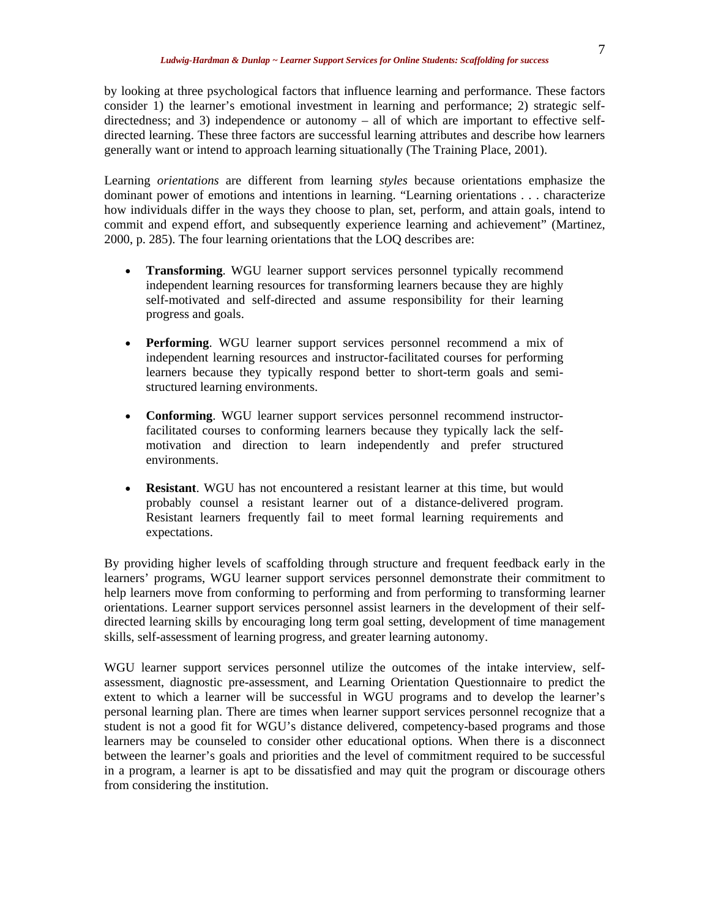by looking at three psychological factors that influence learning and performance. These factors consider 1) the learner's emotional investment in learning and performance; 2) strategic self-directedness; and 3) independence or autonomy – all of which are important to effective self-directed learning. These three factors are successful learning attributes and describe how learners generally want or intend to approach learning situationally (The Training Place, 2001).

Learning *orientations* are different from learning *styles* because orientations emphasize the dominant power of emotions and intentions in learning. "Learning orientations . . . characterize how individuals differ in the ways they choose to plan, set, perform, and attain goals, intend to commit and expend effort, and subsequently experience learning and achievement" (Martinez, 2000, p. 285). The four learning orientations that the LOQ describes are:

- **Transforming**. WGU learner support services personnel typically recommend independent learning resources for transforming learners because they are highly self-motivated and self-directed and assume responsibility for their learning progress and goals.

- **Performing**. WGU learner support services personnel recommend a mix of independent learning resources and instructor-facilitated courses for performing learners because they typically respond better to short-term goals and semi-structured learning environments.

- **Conforming**. WGU learner support services personnel recommend instructor-facilitated courses to conforming learners because they typically lack the self-motivation and direction to learn independently and prefer structured environments.

- **Resistant**. WGU has not encountered a resistant learner at this time, but would probably counsel a resistant learner out of a distance-delivered program. Resistant learners frequently fail to meet formal learning requirements and expectations.

By providing higher levels of scaffolding through structure and frequent feedback early in the learners' programs, WGU learner support services personnel demonstrate their commitment to help learners move from conforming to performing and from performing to transforming learner orientations. Learner support services personnel assist learners in the development of their self-directed learning skills by encouraging long term goal setting, development of time management skills, self-assessment of learning progress, and greater learning autonomy.

WGU learner support services personnel utilize the outcomes of the intake interview, self-assessment, diagnostic pre-assessment, and Learning Orientation Questionnaire to predict the extent to which a learner will be successful in WGU programs and to develop the learner's personal learning plan. There are times when learner support services personnel recognize that a student is not a good fit for WGU's distance delivered, competency-based programs and those learners may be counseled to consider other educational options. When there is a disconnect between the learner's goals and priorities and the level of commitment required to be successful in a program, a learner is apt to be dissatisfied and may quit the program or discourage others from considering the institution.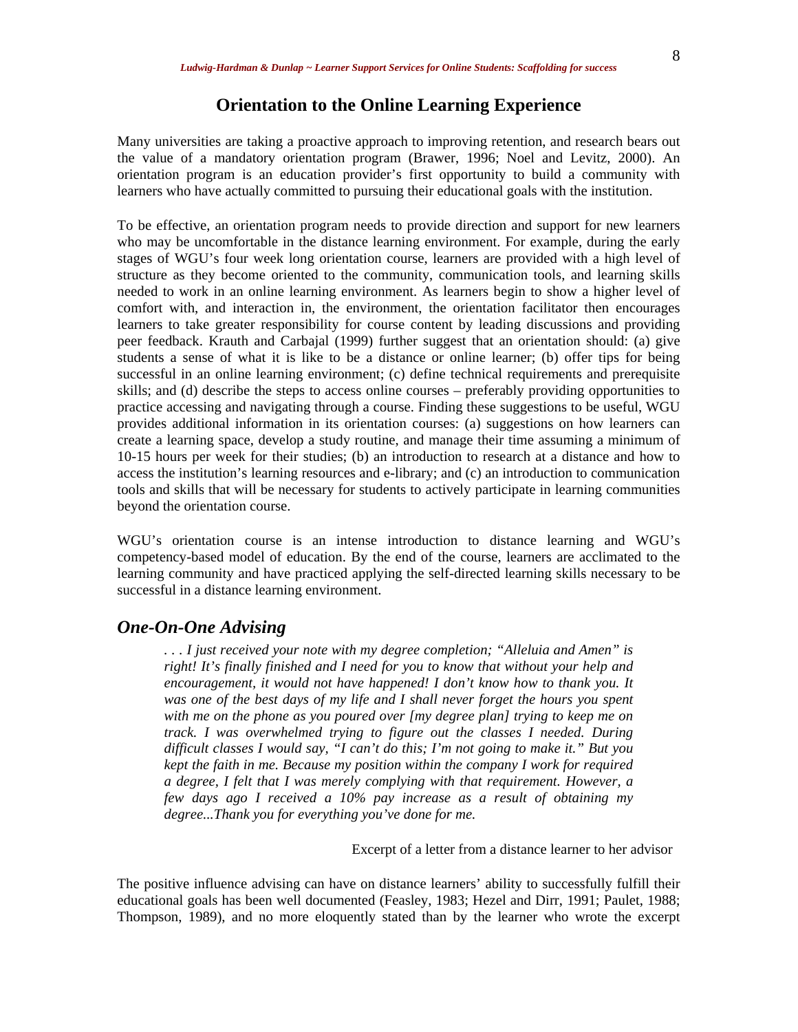## Orientation to the Online Learning Experience

Many universities are taking a proactive approach to improving retention, and research bears out the value of a mandatory orientation program (Brawer, 1996; Noel and Levitz, 2000). An orientation program is an education provider's first opportunity to build a community with learners who have actually committed to pursuing their educational goals with the institution.

To be effective, an orientation program needs to provide direction and support for new learners who may be uncomfortable in the distance learning environment. For example, during the early stages of WGU's four week long orientation course, learners are provided with a high level of structure as they become oriented to the community, communication tools, and learning skills needed to work in an online learning environment. As learners begin to show a higher level of comfort with, and interaction in, the environment, the orientation facilitator then encourages learners to take greater responsibility for course content by leading discussions and providing peer feedback. Krauth and Carbajal (1999) further suggest that an orientation should: (a) give students a sense of what it is like to be a distance or online learner; (b) offer tips for being successful in an online learning environment; (c) define technical requirements and prerequisite skills; and (d) describe the steps to access online courses – preferably providing opportunities to practice accessing and navigating through a course. Finding these suggestions to be useful, WGU provides additional information in its orientation courses: (a) suggestions on how learners can create a learning space, develop a study routine, and manage their time assuming a minimum of 10-15 hours per week for their studies; (b) an introduction to research at a distance and how to access the institution's learning resources and e-library; and (c) an introduction to communication tools and skills that will be necessary for students to actively participate in learning communities beyond the orientation course.

WGU's orientation course is an intense introduction to distance learning and WGU's competency-based model of education. By the end of the course, learners are acclimated to the learning community and have practiced applying the self-directed learning skills necessary to be successful in a distance learning environment.

### *One-On-One Advising*

> *. . . I just received your note with my degree completion; "Alleluia and Amen" is right! It's finally finished and I need for you to know that without your help and encouragement, it would not have happened! I don't know how to thank you. It was one of the best days of my life and I shall never forget the hours you spent with me on the phone as you poured over [my degree plan] trying to keep me on track. I was overwhelmed trying to figure out the classes I needed. During difficult classes I would say, "I can't do this; I'm not going to make it." But you kept the faith in me. Because my position within the company I work for required a degree, I felt that I was merely complying with that requirement. However, a few days ago I received a 10% pay increase as a result of obtaining my degree...Thank you for everything you've done for me.*
>
> Excerpt of a letter from a distance learner to her advisor

The positive influence advising can have on distance learners' ability to successfully fulfill their educational goals has been well documented (Feasley, 1983; Hezel and Dirr, 1991; Paulet, 1988; Thompson, 1989), and no more eloquently stated than by the learner who wrote the excerpt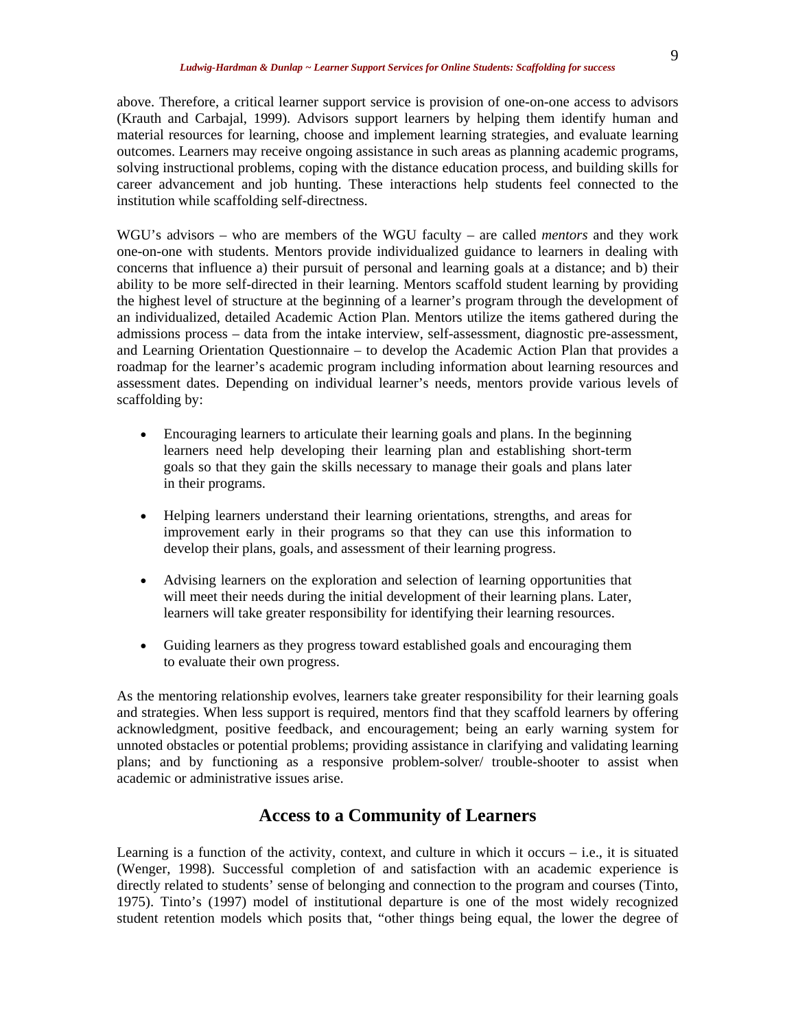above. Therefore, a critical learner support service is provision of one-on-one access to advisors (Krauth and Carbajal, 1999). Advisors support learners by helping them identify human and material resources for learning, choose and implement learning strategies, and evaluate learning outcomes. Learners may receive ongoing assistance in such areas as planning academic programs, solving instructional problems, coping with the distance education process, and building skills for career advancement and job hunting. These interactions help students feel connected to the institution while scaffolding self-directness.

WGU's advisors – who are members of the WGU faculty – are called *mentors* and they work one-on-one with students. Mentors provide individualized guidance to learners in dealing with concerns that influence a) their pursuit of personal and learning goals at a distance; and b) their ability to be more self-directed in their learning. Mentors scaffold student learning by providing the highest level of structure at the beginning of a learner's program through the development of an individualized, detailed Academic Action Plan. Mentors utilize the items gathered during the admissions process – data from the intake interview, self-assessment, diagnostic pre-assessment, and Learning Orientation Questionnaire – to develop the Academic Action Plan that provides a roadmap for the learner's academic program including information about learning resources and assessment dates. Depending on individual learner's needs, mentors provide various levels of scaffolding by:

- Encouraging learners to articulate their learning goals and plans. In the beginning learners need help developing their learning plan and establishing short-term goals so that they gain the skills necessary to manage their goals and plans later in their programs.
- Helping learners understand their learning orientations, strengths, and areas for improvement early in their programs so that they can use this information to develop their plans, goals, and assessment of their learning progress.
- Advising learners on the exploration and selection of learning opportunities that will meet their needs during the initial development of their learning plans. Later, learners will take greater responsibility for identifying their learning resources.
- Guiding learners as they progress toward established goals and encouraging them to evaluate their own progress.

As the mentoring relationship evolves, learners take greater responsibility for their learning goals and strategies. When less support is required, mentors find that they scaffold learners by offering acknowledgment, positive feedback, and encouragement; being an early warning system for unnoted obstacles or potential problems; providing assistance in clarifying and validating learning plans; and by functioning as a responsive problem-solver/ trouble-shooter to assist when academic or administrative issues arise.

## Access to a Community of Learners

Learning is a function of the activity, context, and culture in which it occurs – i.e., it is situated (Wenger, 1998). Successful completion of and satisfaction with an academic experience is directly related to students' sense of belonging and connection to the program and courses (Tinto, 1975). Tinto's (1997) model of institutional departure is one of the most widely recognized student retention models which posits that, "other things being equal, the lower the degree of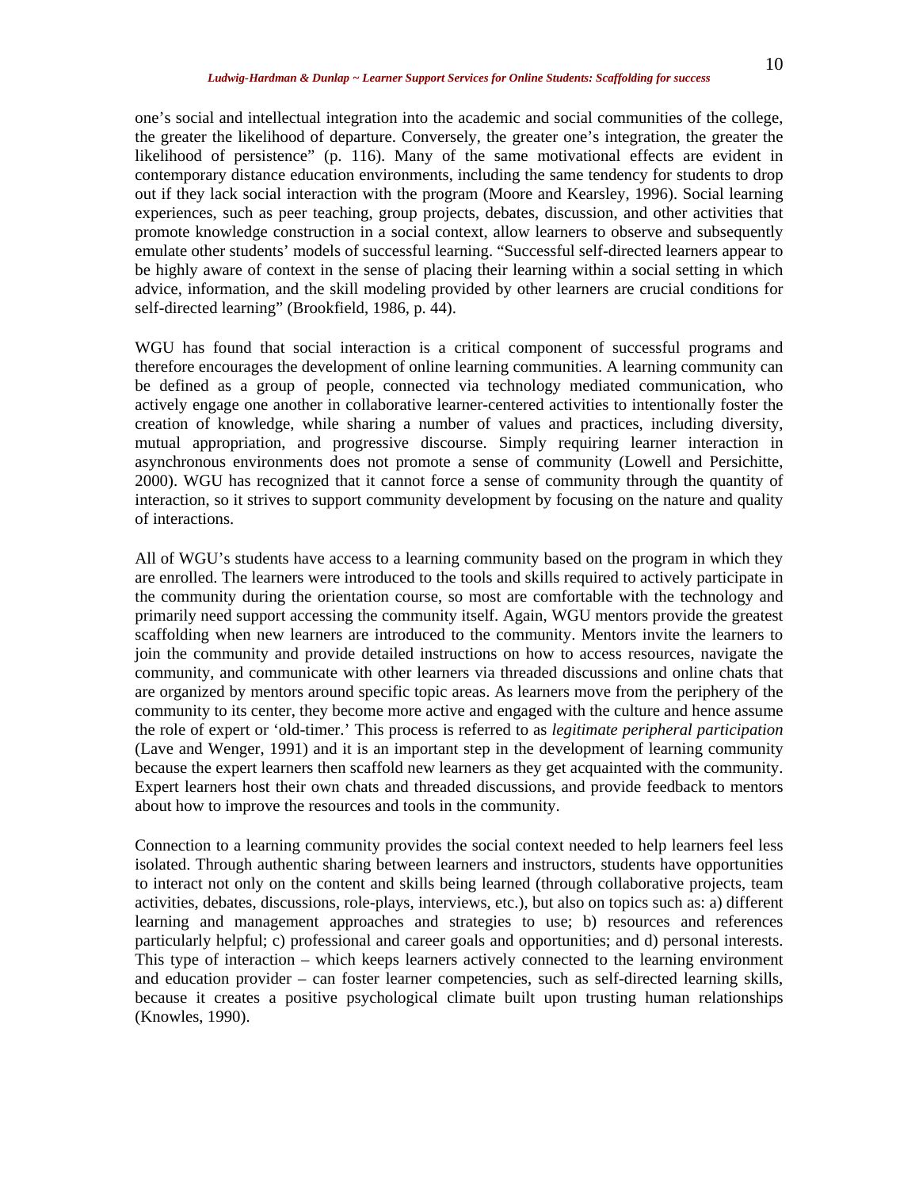one's social and intellectual integration into the academic and social communities of the college, the greater the likelihood of departure. Conversely, the greater one's integration, the greater the likelihood of persistence" (p. 116). Many of the same motivational effects are evident in contemporary distance education environments, including the same tendency for students to drop out if they lack social interaction with the program (Moore and Kearsley, 1996). Social learning experiences, such as peer teaching, group projects, debates, discussion, and other activities that promote knowledge construction in a social context, allow learners to observe and subsequently emulate other students' models of successful learning. "Successful self-directed learners appear to be highly aware of context in the sense of placing their learning within a social setting in which advice, information, and the skill modeling provided by other learners are crucial conditions for self-directed learning" (Brookfield, 1986, p. 44).

WGU has found that social interaction is a critical component of successful programs and therefore encourages the development of online learning communities. A learning community can be defined as a group of people, connected via technology mediated communication, who actively engage one another in collaborative learner-centered activities to intentionally foster the creation of knowledge, while sharing a number of values and practices, including diversity, mutual appropriation, and progressive discourse. Simply requiring learner interaction in asynchronous environments does not promote a sense of community (Lowell and Persichitte, 2000). WGU has recognized that it cannot force a sense of community through the quantity of interaction, so it strives to support community development by focusing on the nature and quality of interactions.

All of WGU's students have access to a learning community based on the program in which they are enrolled. The learners were introduced to the tools and skills required to actively participate in the community during the orientation course, so most are comfortable with the technology and primarily need support accessing the community itself. Again, WGU mentors provide the greatest scaffolding when new learners are introduced to the community. Mentors invite the learners to join the community and provide detailed instructions on how to access resources, navigate the community, and communicate with other learners via threaded discussions and online chats that are organized by mentors around specific topic areas. As learners move from the periphery of the community to its center, they become more active and engaged with the culture and hence assume the role of expert or 'old-timer.' This process is referred to as *legitimate peripheral participation* (Lave and Wenger, 1991) and it is an important step in the development of learning community because the expert learners then scaffold new learners as they get acquainted with the community. Expert learners host their own chats and threaded discussions, and provide feedback to mentors about how to improve the resources and tools in the community.

Connection to a learning community provides the social context needed to help learners feel less isolated. Through authentic sharing between learners and instructors, students have opportunities to interact not only on the content and skills being learned (through collaborative projects, team activities, debates, discussions, role-plays, interviews, etc.), but also on topics such as: a) different learning and management approaches and strategies to use; b) resources and references particularly helpful; c) professional and career goals and opportunities; and d) personal interests. This type of interaction – which keeps learners actively connected to the learning environment and education provider – can foster learner competencies, such as self-directed learning skills, because it creates a positive psychological climate built upon trusting human relationships (Knowles, 1990).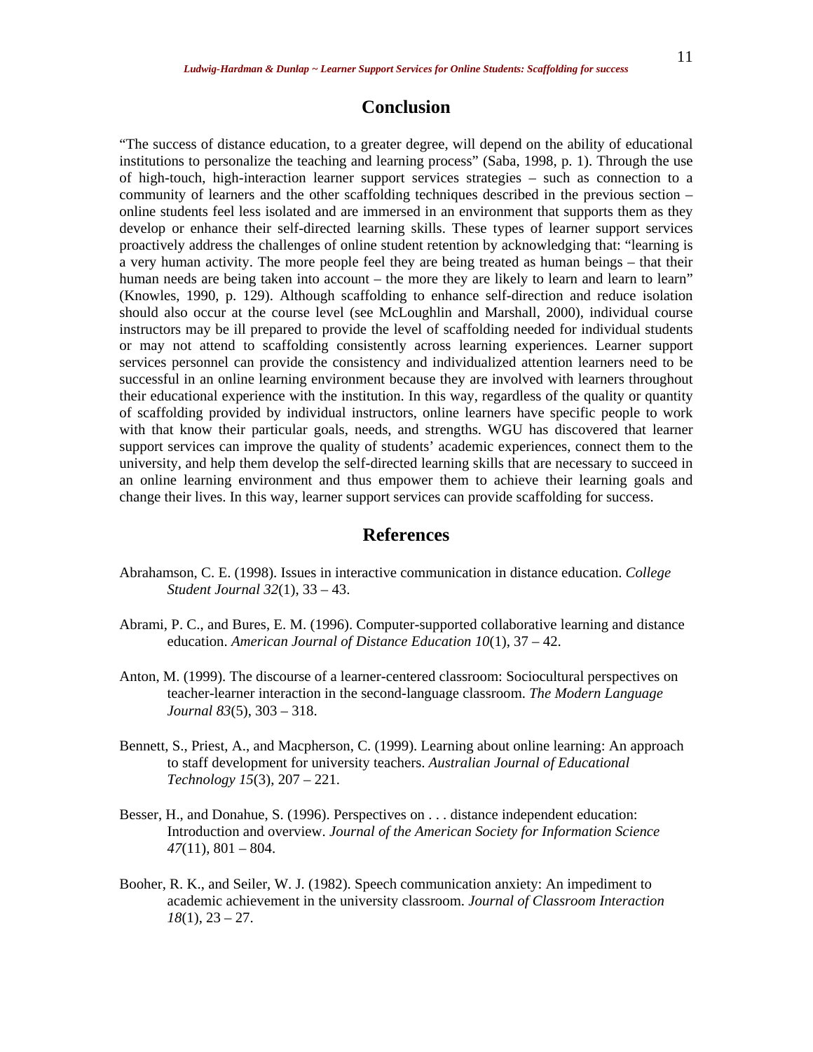## Conclusion

"The success of distance education, to a greater degree, will depend on the ability of educational institutions to personalize the teaching and learning process" (Saba, 1998, p. 1). Through the use of high-touch, high-interaction learner support services strategies – such as connection to a community of learners and the other scaffolding techniques described in the previous section – online students feel less isolated and are immersed in an environment that supports them as they develop or enhance their self-directed learning skills. These types of learner support services proactively address the challenges of online student retention by acknowledging that: "learning is a very human activity. The more people feel they are being treated as human beings – that their human needs are being taken into account – the more they are likely to learn and learn to learn" (Knowles, 1990, p. 129). Although scaffolding to enhance self-direction and reduce isolation should also occur at the course level (see McLoughlin and Marshall, 2000), individual course instructors may be ill prepared to provide the level of scaffolding needed for individual students or may not attend to scaffolding consistently across learning experiences. Learner support services personnel can provide the consistency and individualized attention learners need to be successful in an online learning environment because they are involved with learners throughout their educational experience with the institution. In this way, regardless of the quality or quantity of scaffolding provided by individual instructors, online learners have specific people to work with that know their particular goals, needs, and strengths. WGU has discovered that learner support services can improve the quality of students' academic experiences, connect them to the university, and help them develop the self-directed learning skills that are necessary to succeed in an online learning environment and thus empower them to achieve their learning goals and change their lives. In this way, learner support services can provide scaffolding for success.

## References

Abrahamson, C. E. (1998). Issues in interactive communication in distance education. *College Student Journal 32*(1), 33 – 43.

Abrami, P. C., and Bures, E. M. (1996). Computer-supported collaborative learning and distance education. *American Journal of Distance Education 10*(1), 37 – 42.

Anton, M. (1999). The discourse of a learner-centered classroom: Sociocultural perspectives on teacher-learner interaction in the second-language classroom. *The Modern Language Journal 83*(5), 303 – 318.

Bennett, S., Priest, A., and Macpherson, C. (1999). Learning about online learning: An approach to staff development for university teachers. *Australian Journal of Educational Technology 15*(3), 207 – 221.

Besser, H., and Donahue, S. (1996). Perspectives on . . . distance independent education: Introduction and overview. *Journal of the American Society for Information Science 47*(11), 801 – 804.

Booher, R. K., and Seiler, W. J. (1982). Speech communication anxiety: An impediment to academic achievement in the university classroom. *Journal of Classroom Interaction 18*(1), 23 – 27.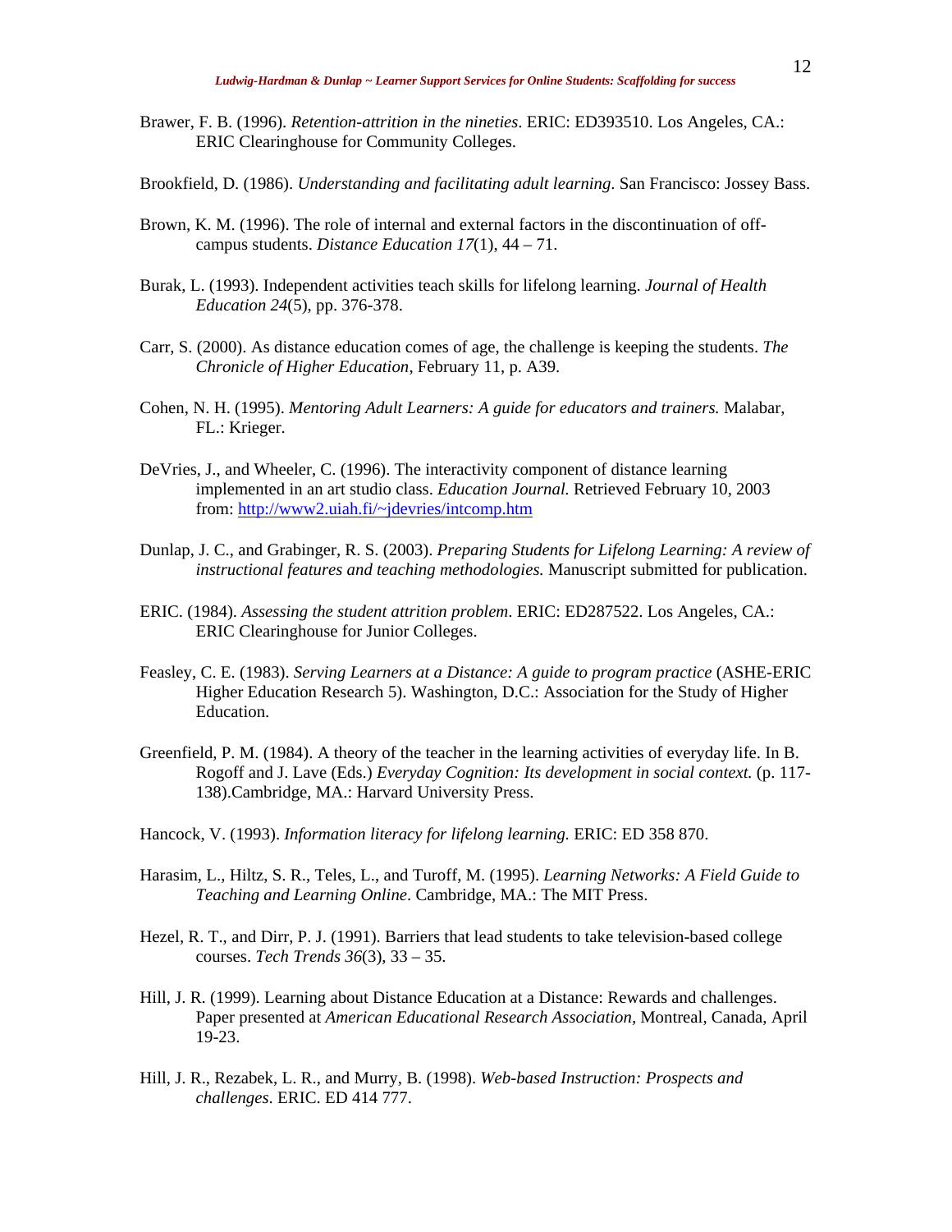Brawer, F. B. (1996). *Retention-attrition in the nineties*. ERIC: ED393510. Los Angeles, CA.: ERIC Clearinghouse for Community Colleges.

Brookfield, D. (1986). *Understanding and facilitating adult learning*. San Francisco: Jossey Bass.

Brown, K. M. (1996). The role of internal and external factors in the discontinuation of off-campus students. *Distance Education 17*(1), 44 – 71.

Burak, L. (1993). Independent activities teach skills for lifelong learning. *Journal of Health Education 24*(5), pp. 376-378.

Carr, S. (2000). As distance education comes of age, the challenge is keeping the students. *The Chronicle of Higher Education*, February 11, p. A39.

Cohen, N. H. (1995). *Mentoring Adult Learners: A guide for educators and trainers.* Malabar, FL.: Krieger.

DeVries, J., and Wheeler, C. (1996). The interactivity component of distance learning implemented in an art studio class. *Education Journal.* Retrieved February 10, 2003 from: [http://www2.uiah.fi/~jdevries/intcomp.htm](http://www2.uiah.fi/~jdevries/intcomp.htm)

Dunlap, J. C., and Grabinger, R. S. (2003). *Preparing Students for Lifelong Learning: A review of instructional features and teaching methodologies.* Manuscript submitted for publication.

ERIC. (1984). *Assessing the student attrition problem*. ERIC: ED287522. Los Angeles, CA.: ERIC Clearinghouse for Junior Colleges.

Feasley, C. E. (1983). *Serving Learners at a Distance: A guide to program practice* (ASHE-ERIC Higher Education Research 5). Washington, D.C.: Association for the Study of Higher Education.

Greenfield, P. M. (1984). A theory of the teacher in the learning activities of everyday life. In B. Rogoff and J. Lave (Eds.) *Everyday Cognition: Its development in social context.* (p. 117-138).Cambridge, MA.: Harvard University Press.

Hancock, V. (1993). *Information literacy for lifelong learning.* ERIC: ED 358 870.

Harasim, L., Hiltz, S. R., Teles, L., and Turoff, M. (1995). *Learning Networks: A Field Guide to Teaching and Learning Online*. Cambridge, MA.: The MIT Press.

Hezel, R. T., and Dirr, P. J. (1991). Barriers that lead students to take television-based college courses. *Tech Trends 36*(3), 33 – 35.

Hill, J. R. (1999). Learning about Distance Education at a Distance: Rewards and challenges. Paper presented at *American Educational Research Association*, Montreal, Canada, April 19-23.

Hill, J. R., Rezabek, L. R., and Murry, B. (1998). *Web-based Instruction: Prospects and challenges*. ERIC. ED 414 777.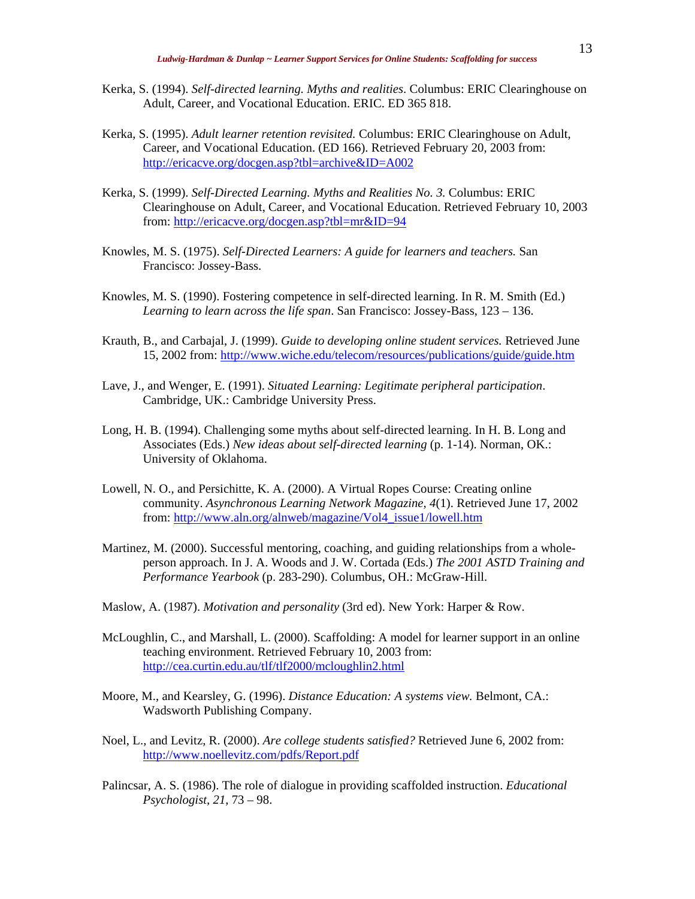Kerka, S. (1994). *Self-directed learning. Myths and realities*. Columbus: ERIC Clearinghouse on Adult, Career, and Vocational Education. ERIC. ED 365 818.

Kerka, S. (1995). *Adult learner retention revisited.* Columbus: ERIC Clearinghouse on Adult, Career, and Vocational Education. (ED 166). Retrieved February 20, 2003 from: http://ericacve.org/docgen.asp?tbl=archive&ID=A002

Kerka, S. (1999). *Self-Directed Learning. Myths and Realities No. 3.* Columbus: ERIC Clearinghouse on Adult, Career, and Vocational Education. Retrieved February 10, 2003 from: http://ericacve.org/docgen.asp?tbl=mr&ID=94

Knowles, M. S. (1975). *Self-Directed Learners: A guide for learners and teachers.* San Francisco: Jossey-Bass.

Knowles, M. S. (1990). Fostering competence in self-directed learning. In R. M. Smith (Ed.) *Learning to learn across the life span*. San Francisco: Jossey-Bass, 123 – 136.

Krauth, B., and Carbajal, J. (1999). *Guide to developing online student services.* Retrieved June 15, 2002 from: http://www.wiche.edu/telecom/resources/publications/guide/guide.htm

Lave, J., and Wenger, E. (1991). *Situated Learning: Legitimate peripheral participation*. Cambridge, UK.: Cambridge University Press.

Long, H. B. (1994). Challenging some myths about self-directed learning. In H. B. Long and Associates (Eds.) *New ideas about self-directed learning* (p. 1-14). Norman, OK.: University of Oklahoma.

Lowell, N. O., and Persichitte, K. A. (2000). A Virtual Ropes Course: Creating online community. *Asynchronous Learning Network Magazine, 4*(1). Retrieved June 17, 2002 from: http://www.aln.org/alnweb/magazine/Vol4_issue1/lowell.htm

Martinez, M. (2000). Successful mentoring, coaching, and guiding relationships from a whole-person approach. In J. A. Woods and J. W. Cortada (Eds.) *The 2001 ASTD Training and Performance Yearbook* (p. 283-290). Columbus, OH.: McGraw-Hill.

Maslow, A. (1987). *Motivation and personality* (3rd ed). New York: Harper & Row.

McLoughlin, C., and Marshall, L. (2000). Scaffolding: A model for learner support in an online teaching environment. Retrieved February 10, 2003 from: http://cea.curtin.edu.au/tlf/tlf2000/mcloughlin2.html

Moore, M., and Kearsley, G. (1996). *Distance Education: A systems view.* Belmont, CA.: Wadsworth Publishing Company.

Noel, L., and Levitz, R. (2000). *Are college students satisfied?* Retrieved June 6, 2002 from: http://www.noellevitz.com/pdfs/Report.pdf

Palincsar, A. S. (1986). The role of dialogue in providing scaffolded instruction. *Educational Psychologist, 21,* 73 – 98.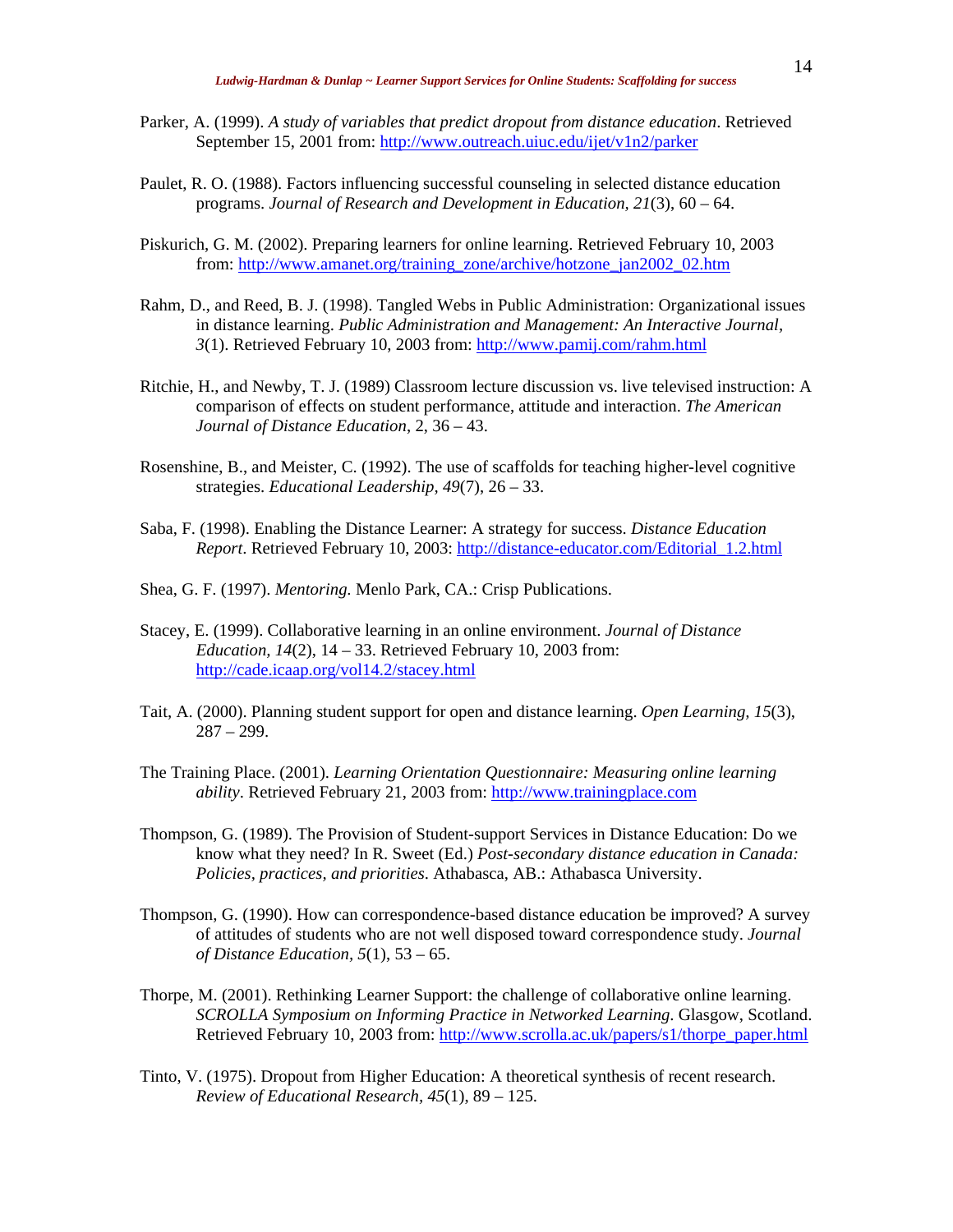Parker, A. (1999). *A study of variables that predict dropout from distance education*. Retrieved September 15, 2001 from: http://www.outreach.uiuc.edu/ijet/v1n2/parker

Paulet, R. O. (1988). Factors influencing successful counseling in selected distance education programs. *Journal of Research and Development in Education, 21*(3), 60 – 64.

Piskurich, G. M. (2002). Preparing learners for online learning. Retrieved February 10, 2003 from: http://www.amanet.org/training_zone/archive/hotzone_jan2002_02.htm

Rahm, D., and Reed, B. J. (1998). Tangled Webs in Public Administration: Organizational issues in distance learning. *Public Administration and Management: An Interactive Journal, 3*(1). Retrieved February 10, 2003 from: http://www.pamij.com/rahm.html

Ritchie, H., and Newby, T. J. (1989) Classroom lecture discussion vs. live televised instruction: A comparison of effects on student performance, attitude and interaction. *The American Journal of Distance Education*, 2, 36 – 43.

Rosenshine, B., and Meister, C. (1992). The use of scaffolds for teaching higher-level cognitive strategies. *Educational Leadership, 49*(7), 26 – 33.

Saba, F. (1998). Enabling the Distance Learner: A strategy for success. *Distance Education Report*. Retrieved February 10, 2003: http://distance-educator.com/Editorial_1.2.html

Shea, G. F. (1997). *Mentoring.* Menlo Park, CA.: Crisp Publications.

Stacey, E. (1999). Collaborative learning in an online environment. *Journal of Distance Education, 14*(2), 14 – 33. Retrieved February 10, 2003 from: http://cade.icaap.org/vol14.2/stacey.html

Tait, A. (2000). Planning student support for open and distance learning. *Open Learning, 15*(3), 287 – 299.

The Training Place. (2001). *Learning Orientation Questionnaire: Measuring online learning ability*. Retrieved February 21, 2003 from: http://www.trainingplace.com

Thompson, G. (1989). The Provision of Student-support Services in Distance Education: Do we know what they need? In R. Sweet (Ed.) *Post-secondary distance education in Canada: Policies, practices, and priorities*. Athabasca, AB.: Athabasca University.

Thompson, G. (1990). How can correspondence-based distance education be improved? A survey of attitudes of students who are not well disposed toward correspondence study. *Journal of Distance Education, 5*(1), 53 – 65.

Thorpe, M. (2001). Rethinking Learner Support: the challenge of collaborative online learning. *SCROLLA Symposium on Informing Practice in Networked Learning*. Glasgow, Scotland. Retrieved February 10, 2003 from: http://www.scrolla.ac.uk/papers/s1/thorpe_paper.html

Tinto, V. (1975). Dropout from Higher Education: A theoretical synthesis of recent research. *Review of Educational Research, 45*(1), 89 – 125.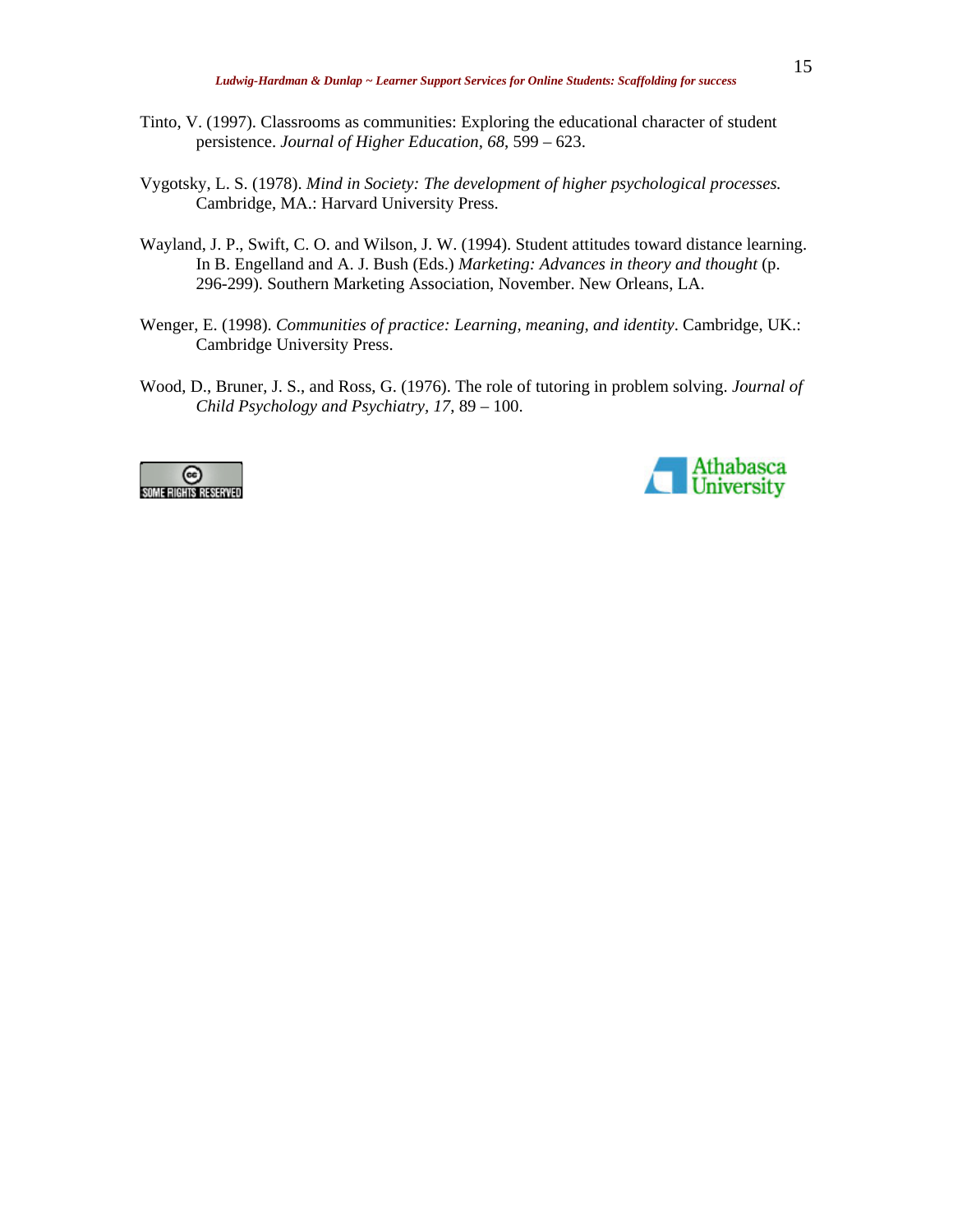Tinto, V. (1997). Classrooms as communities: Exploring the educational character of student persistence. *Journal of Higher Education, 68*, 599 – 623.

Vygotsky, L. S. (1978). *Mind in Society: The development of higher psychological processes.* Cambridge, MA.: Harvard University Press.

Wayland, J. P., Swift, C. O. and Wilson, J. W. (1994). Student attitudes toward distance learning. In B. Engelland and A. J. Bush (Eds.) *Marketing: Advances in theory and thought* (p. 296-299). Southern Marketing Association, November. New Orleans, LA.

Wenger, E. (1998). *Communities of practice: Learning, meaning, and identity*. Cambridge, UK.: Cambridge University Press.

Wood, D., Bruner, J. S., and Ross, G. (1976). The role of tutoring in problem solving. *Journal of Child Psychology and Psychiatry, 17*, 89 – 100.

SOME RIGHTS RESERVED

Athabasca University